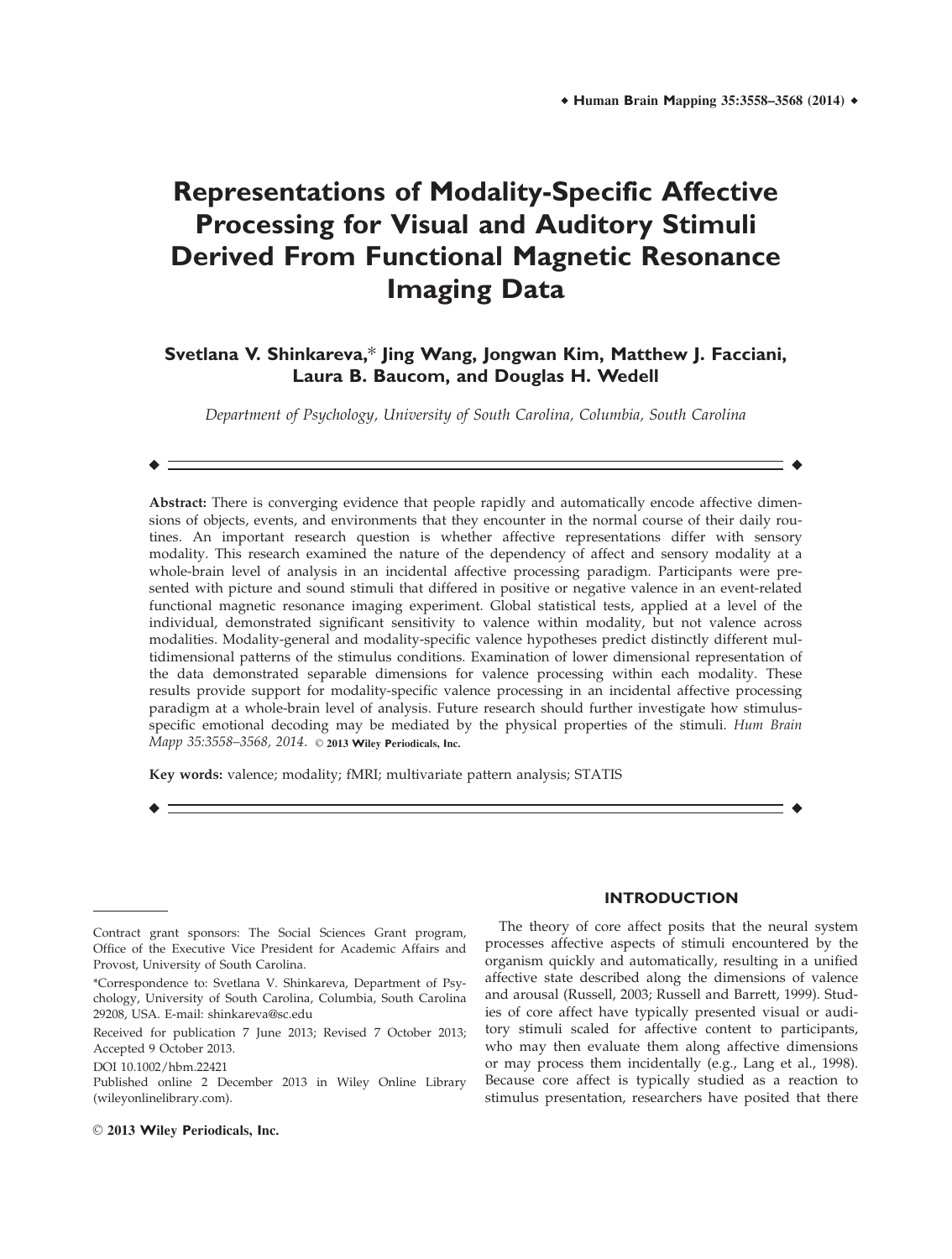# Representations of Modality-Specific Affective Processing for Visual and Auditory Stimuli Derived From Functional Magnetic Resonance Imaging Data

**Svetlana V. Shinkareva,* Jing Wang, Jongwan Kim, Matthew J. Facciani, Laura B. Baucom, and Douglas H. Wedell**

*Department of Psychology, University of South Carolina, Columbia, South Carolina*

**Abstract:** There is converging evidence that people rapidly and automatically encode affective dimensions of objects, events, and environments that they encounter in the normal course of their daily routines. An important research question is whether affective representations differ with sensory modality. This research examined the nature of the dependency of affect and sensory modality at a whole-brain level of analysis in an incidental affective processing paradigm. Participants were presented with picture and sound stimuli that differed in positive or negative valence in an event-related functional magnetic resonance imaging experiment. Global statistical tests, applied at a level of the individual, demonstrated significant sensitivity to valence within modality, but not valence across modalities. Modality-general and modality-specific valence hypotheses predict distinctly different multidimensional patterns of the stimulus conditions. Examination of lower dimensional representation of the data demonstrated separable dimensions for valence processing within each modality. These results provide support for modality-specific valence processing in an incidental affective processing paradigm at a whole-brain level of analysis. Future research should further investigate how stimulus-specific emotional decoding may be mediated by the physical properties of the stimuli. *Hum Brain Mapp 35:3558–3568, 2014.* © **2013 Wiley Periodicals, Inc.**

**Key words:** valence; modality; fMRI; multivariate pattern analysis; STATIS

Contract grant sponsors: The Social Sciences Grant program, Office of the Executive Vice President for Academic Affairs and Provost, University of South Carolina.

*Correspondence to: Svetlana V. Shinkareva, Department of Psychology, University of South Carolina, Columbia, South Carolina 29208, USA. E-mail: shinkareva@sc.edu

Received for publication 7 June 2013; Revised 7 October 2013; Accepted 9 October 2013.

DOI 10.1002/hbm.22421

Published online 2 December 2013 in Wiley Online Library (wileyonlinelibrary.com).

© **2013 Wiley Periodicals, Inc.**

## INTRODUCTION

The theory of core affect posits that the neural system processes affective aspects of stimuli encountered by the organism quickly and automatically, resulting in a unified affective state described along the dimensions of valence and arousal (Russell, 2003; Russell and Barrett, 1999). Studies of core affect have typically presented visual or auditory stimuli scaled for affective content to participants, who may then evaluate them along affective dimensions or may process them incidentally (e.g., Lang et al., 1998). Because core affect is typically studied as a reaction to stimulus presentation, researchers have posited that there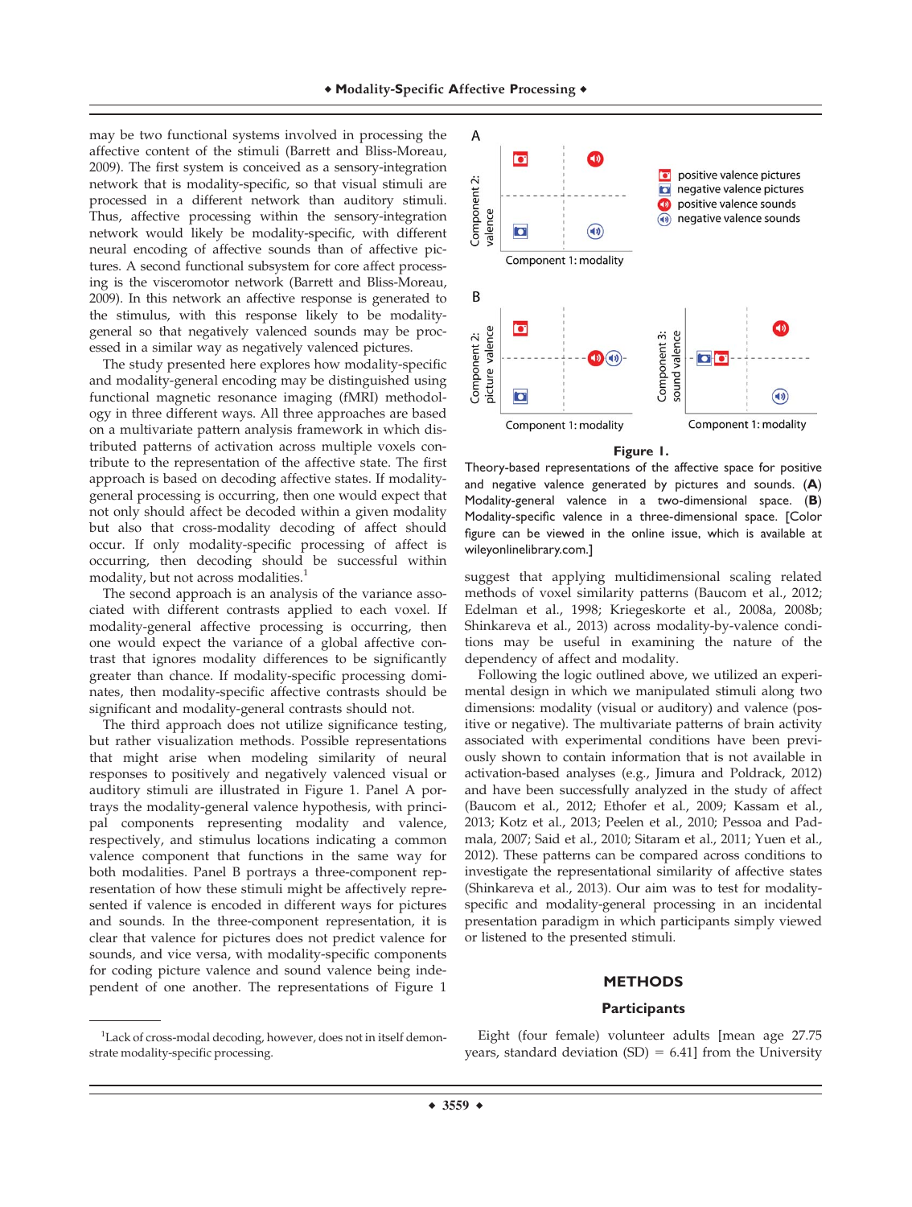may be two functional systems involved in processing the affective content of the stimuli (Barrett and Bliss-Moreau, 2009). The first system is conceived as a sensory-integration network that is modality-specific, so that visual stimuli are processed in a different network than auditory stimuli. Thus, affective processing within the sensory-integration network would likely be modality-specific, with different neural encoding of affective sounds than of affective pictures. A second functional subsystem for core affect processing is the visceromotor network (Barrett and Bliss-Moreau, 2009). In this network an affective response is generated to the stimulus, with this response likely to be modality-general so that negatively valenced sounds may be processed in a similar way as negatively valenced pictures.

The study presented here explores how modality-specific and modality-general encoding may be distinguished using functional magnetic resonance imaging (fMRI) methodology in three different ways. All three approaches are based on a multivariate pattern analysis framework in which distributed patterns of activation across multiple voxels contribute to the representation of the affective state. The first approach is based on decoding affective states. If modality-general processing is occurring, then one would expect that not only should affect be decoded within a given modality but also that cross-modality decoding of affect should occur. If only modality-specific processing of affect is occurring, then decoding should be successful within modality, but not across modalities.[1]

The second approach is an analysis of the variance associated with different contrasts applied to each voxel. If modality-general affective processing is occurring, then one would expect the variance of a global affective contrast that ignores modality differences to be significantly greater than chance. If modality-specific processing dominates, then modality-specific affective contrasts should be significant and modality-general contrasts should not.

The third approach does not utilize significance testing, but rather visualization methods. Possible representations that might arise when modeling similarity of neural responses to positively and negatively valenced visual or auditory stimuli are illustrated in Figure 1. Panel A portrays the modality-general valence hypothesis, with principal components representing modality and valence, respectively, and stimulus locations indicating a common valence component that functions in the same way for both modalities. Panel B portrays a three-component representation of how these stimuli might be affectively represented if valence is encoded in different ways for pictures and sounds. In the three-component representation, it is clear that valence for pictures does not predict valence for sounds, and vice versa, with modality-specific components for coding picture valence and sound valence being independent of one another. The representations of Figure 1 suggest that applying multidimensional scaling related methods of voxel similarity patterns (Baucom et al., 2012; Edelman et al., 1998; Kriegeskorte et al., 2008a, 2008b; Shinkareva et al., 2013) across modality-by-valence conditions may be useful in examining the nature of the dependency of affect and modality.

**Figure 1.**

Theory-based representations of the affective space for positive and negative valence generated by pictures and sounds. (**A**) Modality-general valence in a two-dimensional space. (**B**) Modality-specific valence in a three-dimensional space. [Color figure can be viewed in the online issue, which is available at wileyonlinelibrary.com.]

Following the logic outlined above, we utilized an experimental design in which we manipulated stimuli along two dimensions: modality (visual or auditory) and valence (positive or negative). The multivariate patterns of brain activity associated with experimental conditions have been previously shown to contain information that is not available in activation-based analyses (e.g., Jimura and Poldrack, 2012) and have been successfully analyzed in the study of affect (Baucom et al., 2012; Ethofer et al., 2009; Kassam et al., 2013; Kotz et al., 2013; Peelen et al., 2010; Pessoa and Padmala, 2007; Said et al., 2010; Sitaram et al., 2011; Yuen et al., 2012). These patterns can be compared across conditions to investigate the representational similarity of affective states (Shinkareva et al., 2013). Our aim was to test for modality-specific and modality-general processing in an incidental presentation paradigm in which participants simply viewed or listened to the presented stimuli.

## METHODS

### Participants

Eight (four female) volunteer adults [mean age 27.75 years, standard deviation (SD) = 6.41] from the University

[1]Lack of cross-modal decoding, however, does not in itself demonstrate modality-specific processing.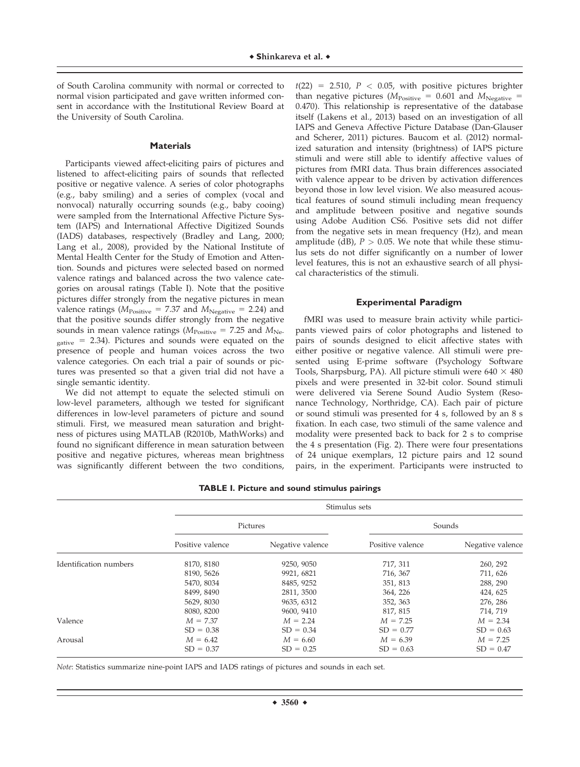of South Carolina community with normal or corrected to normal vision participated and gave written informed consent in accordance with the Institutional Review Board at the University of South Carolina.

### Materials

Participants viewed affect-eliciting pairs of pictures and listened to affect-eliciting pairs of sounds that reflected positive or negative valence. A series of color photographs (e.g., baby smiling) and a series of complex (vocal and nonvocal) naturally occurring sounds (e.g., baby cooing) were sampled from the International Affective Picture System (IAPS) and International Affective Digitized Sounds (IADS) databases, respectively (Bradley and Lang, 2000; Lang et al., 2008), provided by the National Institute of Mental Health Center for the Study of Emotion and Attention. Sounds and pictures were selected based on normed valence ratings and balanced across the two valence categories on arousal ratings (Table I). Note that the positive pictures differ strongly from the negative pictures in mean valence ratings ($M_{\text{Positive}} = 7.37$ and $M_{\text{Negative}} = 2.24$) and that the positive sounds differ strongly from the negative sounds in mean valence ratings ($M_{\text{Positive}} = 7.25$ and $M_{\text{Negative}} = 2.34$). Pictures and sounds were equated on the presence of people and human voices across the two valence categories. On each trial a pair of sounds or pictures was presented so that a given trial did not have a single semantic identity.

We did not attempt to equate the selected stimuli on low-level parameters, although we tested for significant differences in low-level parameters of picture and sound stimuli. First, we measured mean saturation and brightness of pictures using MATLAB (R2010b, MathWorks) and found no significant difference in mean saturation between positive and negative pictures, whereas mean brightness was significantly different between the two conditions, $t(22) = 2.510$, $P < 0.05$, with positive pictures brighter than negative pictures ($M_{\text{Positive}} = 0.601$ and $M_{\text{Negative}} = 0.470$). This relationship is representative of the database itself (Lakens et al., 2013) based on an investigation of all IAPS and Geneva Affective Picture Database (Dan-Glauser and Scherer, 2011) pictures. Baucom et al. (2012) normalized saturation and intensity (brightness) of IAPS picture stimuli and were still able to identify affective values of pictures from fMRI data. Thus brain differences associated with valence appear to be driven by activation differences beyond those in low level vision. We also measured acoustical features of sound stimuli including mean frequency and amplitude between positive and negative sounds using Adobe Audition CS6. Positive sets did not differ from the negative sets in mean frequency (Hz), and mean amplitude (dB), $P > 0.05$. We note that while these stimulus sets do not differ significantly on a number of lower level features, this is not an exhaustive search of all physical characteristics of the stimuli.

### Experimental Paradigm

fMRI was used to measure brain activity while participants viewed pairs of color photographs and listened to pairs of sounds designed to elicit affective states with either positive or negative valence. All stimuli were presented using E-prime software (Psychology Software Tools, Sharpsburg, PA). All picture stimuli were $640 \times 480$ pixels and were presented in 32-bit color. Sound stimuli were delivered via Serene Sound Audio System (Resonance Technology, Northridge, CA). Each pair of picture or sound stimuli was presented for 4 s, followed by an 8 s fixation. In each case, two stimuli of the same valence and modality were presented back to back for 2 s to comprise the 4 s presentation (Fig. 2). There were four presentations of 24 unique exemplars, 12 picture pairs and 12 sound pairs, in the experiment. Participants were instructed to

**TABLE I. Picture and sound stimulus pairings**

| | Stimulus sets | | | |
|---|---|---|---|---|
| | Pictures | | Sounds | |
| | Positive valence | Negative valence | Positive valence | Negative valence |
| Identification numbers | 8170, 8180 | 9250, 9050 | 717, 311 | 260, 292 |
| | 8190, 5626 | 9921, 6821 | 716, 367 | 711, 626 |
| | 5470, 8034 | 8485, 9252 | 351, 813 | 288, 290 |
| | 8499, 8490 | 2811, 3500 | 364, 226 | 424, 625 |
| | 5629, 8030 | 9635, 6312 | 352, 363 | 276, 286 |
| | 8080, 8200 | 9600, 9410 | 817, 815 | 714, 719 |
| Valence | $M = 7.37$ | $M = 2.24$ | $M = 7.25$ | $M = 2.34$ |
| | $SD = 0.38$ | $SD = 0.34$ | $SD = 0.77$ | $SD = 0.63$ |
| Arousal | $M = 6.42$ | $M = 6.60$ | $M = 6.39$ | $M = 7.25$ |
| | $SD = 0.37$ | $SD = 0.25$ | $SD = 0.63$ | $SD = 0.47$ |

*Note*: Statistics summarize nine-point IAPS and IADS ratings of pictures and sounds in each set.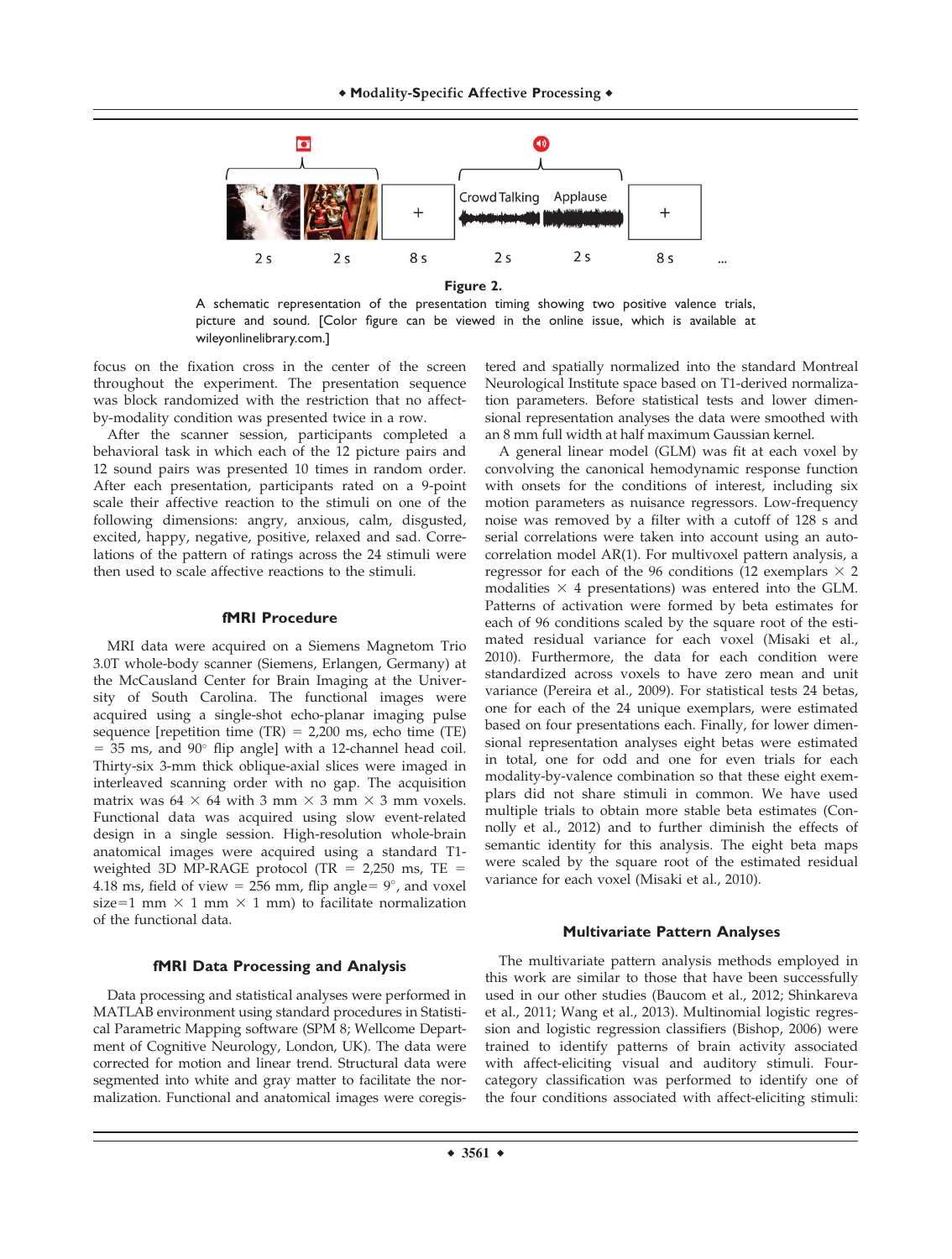**Figure 2.**

A schematic representation of the presentation timing showing two positive valence trials, picture and sound. [Color figure can be viewed in the online issue, which is available at wileyonlinelibrary.com.]

focus on the fixation cross in the center of the screen throughout the experiment. The presentation sequence was block randomized with the restriction that no affect-by-modality condition was presented twice in a row.

After the scanner session, participants completed a behavioral task in which each of the 12 picture pairs and 12 sound pairs was presented 10 times in random order. After each presentation, participants rated on a 9-point scale their affective reaction to the stimuli on one of the following dimensions: angry, anxious, calm, disgusted, excited, happy, negative, positive, relaxed and sad. Correlations of the pattern of ratings across the 24 stimuli were then used to scale affective reactions to the stimuli.

### fMRI Procedure

MRI data were acquired on a Siemens Magnetom Trio 3.0T whole-body scanner (Siemens, Erlangen, Germany) at the McCausland Center for Brain Imaging at the University of South Carolina. The functional images were acquired using a single-shot echo-planar imaging pulse sequence [repetition time (TR) = 2,200 ms, echo time (TE) = 35 ms, and 90° flip angle] with a 12-channel head coil. Thirty-six 3-mm thick oblique-axial slices were imaged in interleaved scanning order with no gap. The acquisition matrix was 64 × 64 with 3 mm × 3 mm × 3 mm voxels. Functional data was acquired using slow event-related design in a single session. High-resolution whole-brain anatomical images were acquired using a standard T1-weighted 3D MP-RAGE protocol (TR = 2,250 ms, TE = 4.18 ms, field of view = 256 mm, flip angle= 9°, and voxel size=1 mm × 1 mm × 1 mm) to facilitate normalization of the functional data.

### fMRI Data Processing and Analysis

Data processing and statistical analyses were performed in MATLAB environment using standard procedures in Statistical Parametric Mapping software (SPM 8; Wellcome Department of Cognitive Neurology, London, UK). The data were corrected for motion and linear trend. Structural data were segmented into white and gray matter to facilitate the normalization. Functional and anatomical images were coregistered and spatially normalized into the standard Montreal Neurological Institute space based on T1-derived normalization parameters. Before statistical tests and lower dimensional representation analyses the data were smoothed with an 8 mm full width at half maximum Gaussian kernel.

A general linear model (GLM) was fit at each voxel by convolving the canonical hemodynamic response function with onsets for the conditions of interest, including six motion parameters as nuisance regressors. Low-frequency noise was removed by a filter with a cutoff of 128 s and serial correlations were taken into account using an autocorrelation model AR(1). For multivoxel pattern analysis, a regressor for each of the 96 conditions (12 exemplars × 2 modalities × 4 presentations) was entered into the GLM. Patterns of activation were formed by beta estimates for each of 96 conditions scaled by the square root of the estimated residual variance for each voxel (Misaki et al., 2010). Furthermore, the data for each condition were standardized across voxels to have zero mean and unit variance (Pereira et al., 2009). For statistical tests 24 betas, one for each of the 24 unique exemplars, were estimated based on four presentations each. Finally, for lower dimensional representation analyses eight betas were estimated in total, one for odd and one for even trials for each modality-by-valence combination so that these eight exemplars did not share stimuli in common. We have used multiple trials to obtain more stable beta estimates (Connolly et al., 2012) and to further diminish the effects of semantic identity for this analysis. The eight beta maps were scaled by the square root of the estimated residual variance for each voxel (Misaki et al., 2010).

### Multivariate Pattern Analyses

The multivariate pattern analysis methods employed in this work are similar to those that have been successfully used in our other studies (Baucom et al., 2012; Shinkareva et al., 2011; Wang et al., 2013). Multinomial logistic regression and logistic regression classifiers (Bishop, 2006) were trained to identify patterns of brain activity associated with affect-eliciting visual and auditory stimuli. Four-category classification was performed to identify one of the four conditions associated with affect-eliciting stimuli: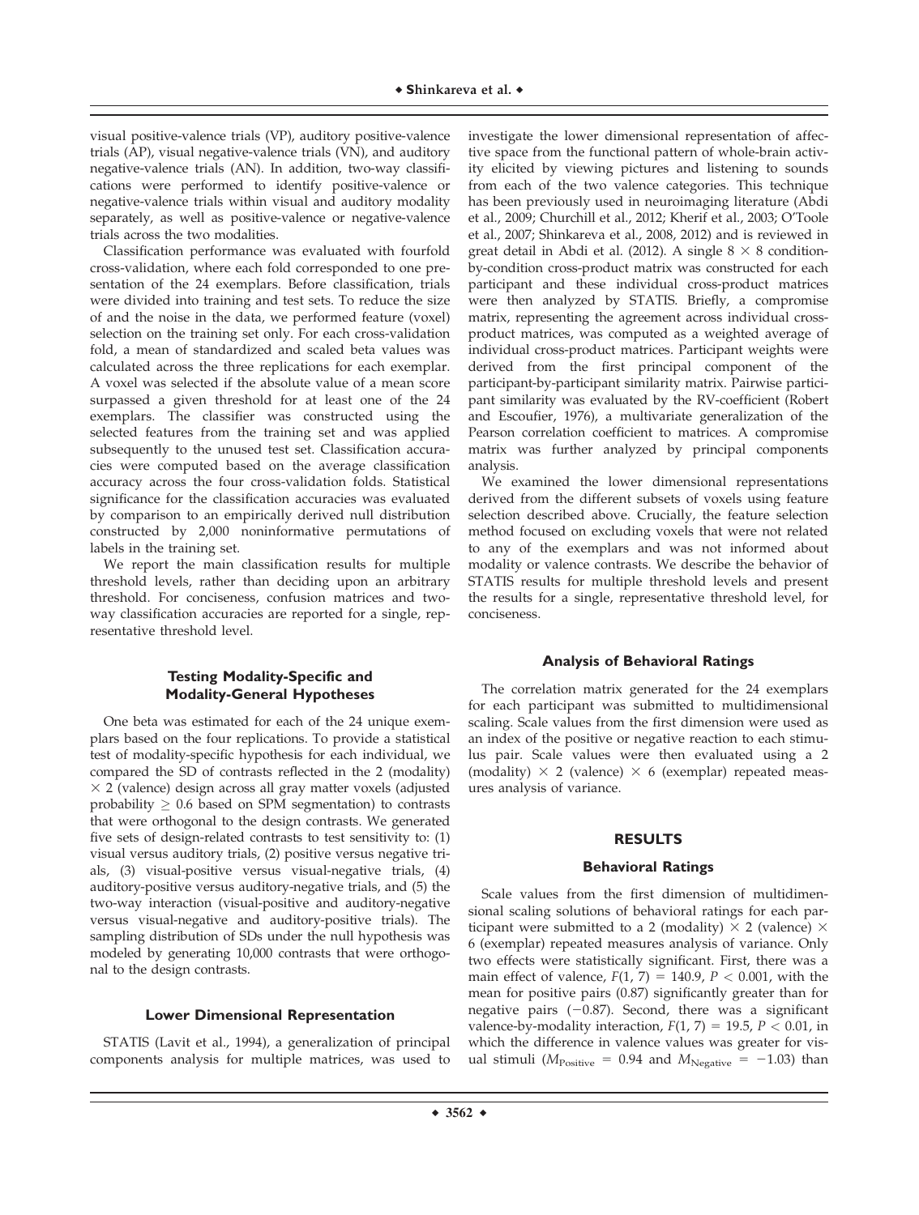visual positive-valence trials (VP), auditory positive-valence trials (AP), visual negative-valence trials (VN), and auditory negative-valence trials (AN). In addition, two-way classifications were performed to identify positive-valence or negative-valence trials within visual and auditory modality separately, as well as positive-valence or negative-valence trials across the two modalities.

Classification performance was evaluated with fourfold cross-validation, where each fold corresponded to one presentation of the 24 exemplars. Before classification, trials were divided into training and test sets. To reduce the size of and the noise in the data, we performed feature (voxel) selection on the training set only. For each cross-validation fold, a mean of standardized and scaled beta values was calculated across the three replications for each exemplar. A voxel was selected if the absolute value of a mean score surpassed a given threshold for at least one of the 24 exemplars. The classifier was constructed using the selected features from the training set and was applied subsequently to the unused test set. Classification accuracies were computed based on the average classification accuracy across the four cross-validation folds. Statistical significance for the classification accuracies was evaluated by comparison to an empirically derived null distribution constructed by 2,000 noninformative permutations of labels in the training set.

We report the main classification results for multiple threshold levels, rather than deciding upon an arbitrary threshold. For conciseness, confusion matrices and two-way classification accuracies are reported for a single, representative threshold level.

### Testing Modality-Specific and Modality-General Hypotheses

One beta was estimated for each of the 24 unique exemplars based on the four replications. To provide a statistical test of modality-specific hypothesis for each individual, we compared the SD of contrasts reflected in the 2 (modality) $\times$ 2 (valence) design across all gray matter voxels (adjusted probability $\geq$ 0.6 based on SPM segmentation) to contrasts that were orthogonal to the design contrasts. We generated five sets of design-related contrasts to test sensitivity to: (1) visual versus auditory trials, (2) positive versus negative trials, (3) visual-positive versus visual-negative trials, (4) auditory-positive versus auditory-negative trials, and (5) the two-way interaction (visual-positive and auditory-negative versus visual-negative and auditory-positive trials). The sampling distribution of SDs under the null hypothesis was modeled by generating 10,000 contrasts that were orthogonal to the design contrasts.

### Lower Dimensional Representation

STATIS (Lavit et al., 1994), a generalization of principal components analysis for multiple matrices, was used to investigate the lower dimensional representation of affective space from the functional pattern of whole-brain activity elicited by viewing pictures and listening to sounds from each of the two valence categories. This technique has been previously used in neuroimaging literature (Abdi et al., 2009; Churchill et al., 2012; Kherif et al., 2003; O'Toole et al., 2007; Shinkareva et al., 2008, 2012) and is reviewed in great detail in Abdi et al. (2012). A single $8 \times 8$ condition-by-condition cross-product matrix was constructed for each participant and these individual cross-product matrices were then analyzed by STATIS. Briefly, a compromise matrix, representing the agreement across individual cross-product matrices, was computed as a weighted average of individual cross-product matrices. Participant weights were derived from the first principal component of the participant-by-participant similarity matrix. Pairwise participant similarity was evaluated by the RV-coefficient (Robert and Escoufier, 1976), a multivariate generalization of the Pearson correlation coefficient to matrices. A compromise matrix was further analyzed by principal components analysis.

We examined the lower dimensional representations derived from the different subsets of voxels using feature selection described above. Crucially, the feature selection method focused on excluding voxels that were not related to any of the exemplars and was not informed about modality or valence contrasts. We describe the behavior of STATIS results for multiple threshold levels and present the results for a single, representative threshold level, for conciseness.

### Analysis of Behavioral Ratings

The correlation matrix generated for the 24 exemplars for each participant was submitted to multidimensional scaling. Scale values from the first dimension were used as an index of the positive or negative reaction to each stimulus pair. Scale values were then evaluated using a 2 (modality) $\times$ 2 (valence) $\times$ 6 (exemplar) repeated measures analysis of variance.

## RESULTS

### Behavioral Ratings

Scale values from the first dimension of multidimensional scaling solutions of behavioral ratings for each participant were submitted to a 2 (modality) $\times$ 2 (valence) $\times$ 6 (exemplar) repeated measures analysis of variance. Only two effects were statistically significant. First, there was a main effect of valence, $F(1, 7) = 140.9$, $P < 0.001$, with the mean for positive pairs (0.87) significantly greater than for negative pairs ($-0.87$). Second, there was a significant valence-by-modality interaction, $F(1, 7) = 19.5$, $P < 0.01$, in which the difference in valence values was greater for visual stimuli ($M_{\text{Positive}} = 0.94$ and $M_{\text{Negative}} = -1.03$) than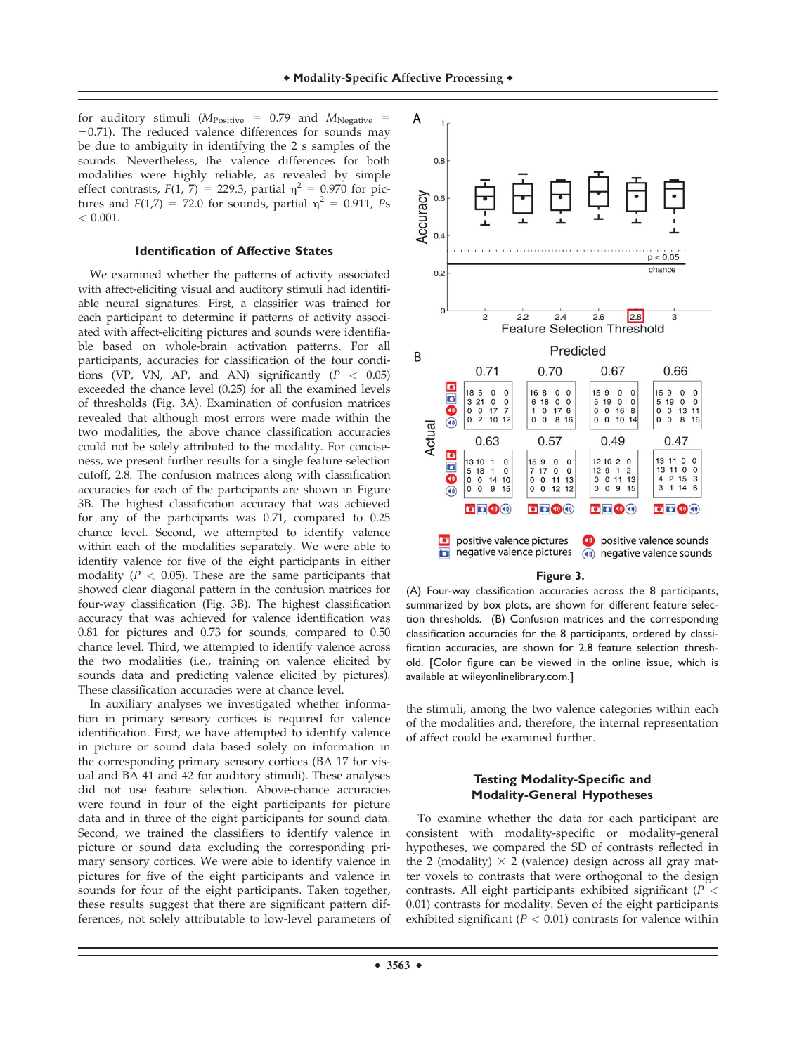for auditory stimuli ($M_{Positive}$ = 0.79 and $M_{Negative}$ = −0.71). The reduced valence differences for sounds may be due to ambiguity in identifying the 2 s samples of the sounds. Nevertheless, the valence differences for both modalities were highly reliable, as revealed by simple effect contrasts, $F(1, 7) = 229.3$, partial $\eta^2 = 0.970$ for pictures and $F(1,7) = 72.0$ for sounds, partial $\eta^2 = 0.911$, $Ps < 0.001$.

### Identification of Affective States

We examined whether the patterns of activity associated with affect-eliciting visual and auditory stimuli had identifiable neural signatures. First, a classifier was trained for each participant to determine if patterns of activity associated with affect-eliciting pictures and sounds were identifiable based on whole-brain activation patterns. For all participants, accuracies for classification of the four conditions (VP, VN, AP, and AN) significantly ($P < 0.05$) exceeded the chance level (0.25) for all the examined levels of thresholds (Fig. 3A). Examination of confusion matrices revealed that although most errors were made within the two modalities, the above chance classification accuracies could not be solely attributed to the modality. For conciseness, we present further results for a single feature selection cutoff, 2.8. The confusion matrices along with classification accuracies for each of the participants are shown in Figure 3B. The highest classification accuracy that was achieved for any of the participants was 0.71, compared to 0.25 chance level. Second, we attempted to identify valence within each of the modalities separately. We were able to identify valence for five of the eight participants in either modality ($P < 0.05$). These are the same participants that showed clear diagonal pattern in the confusion matrices for four-way classification (Fig. 3B). The highest classification accuracy that was achieved for valence identification was 0.81 for pictures and 0.73 for sounds, compared to 0.50 chance level. Third, we attempted to identify valence across the two modalities (i.e., training on valence elicited by sounds data and predicting valence elicited by pictures). These classification accuracies were at chance level.

In auxiliary analyses we investigated whether information in primary sensory cortices is required for valence identification. First, we have attempted to identify valence in picture or sound data based solely on information in the corresponding primary sensory cortices (BA 17 for visual and BA 41 and 42 for auditory stimuli). These analyses did not use feature selection. Above-chance accuracies were found in four of the eight participants for picture data and in three of the eight participants for sound data. Second, we trained the classifiers to identify valence in picture or sound data excluding the corresponding primary sensory cortices. We were able to identify valence in pictures for five of the eight participants and valence in sounds for four of the eight participants. Taken together, these results suggest that there are significant pattern differences, not solely attributable to low-level parameters of

**Figure 3.**
(A) Four-way classification accuracies across the 8 participants, summarized by box plots, are shown for different feature selection thresholds. (B) Confusion matrices and the corresponding classification accuracies for the 8 participants, ordered by classification accuracies, are shown for 2.8 feature selection threshold. [Color figure can be viewed in the online issue, which is available at wileyonlinelibrary.com.]

the stimuli, among the two valence categories within each of the modalities and, therefore, the internal representation of affect could be examined further.

### Testing Modality-Specific and Modality-General Hypotheses

To examine whether the data for each participant are consistent with modality-specific or modality-general hypotheses, we compared the SD of contrasts reflected in the 2 (modality) × 2 (valence) design across all gray matter voxels to contrasts that were orthogonal to the design contrasts. All eight participants exhibited significant ($P < 0.01$) contrasts for modality. Seven of the eight participants exhibited significant ($P < 0.01$) contrasts for valence within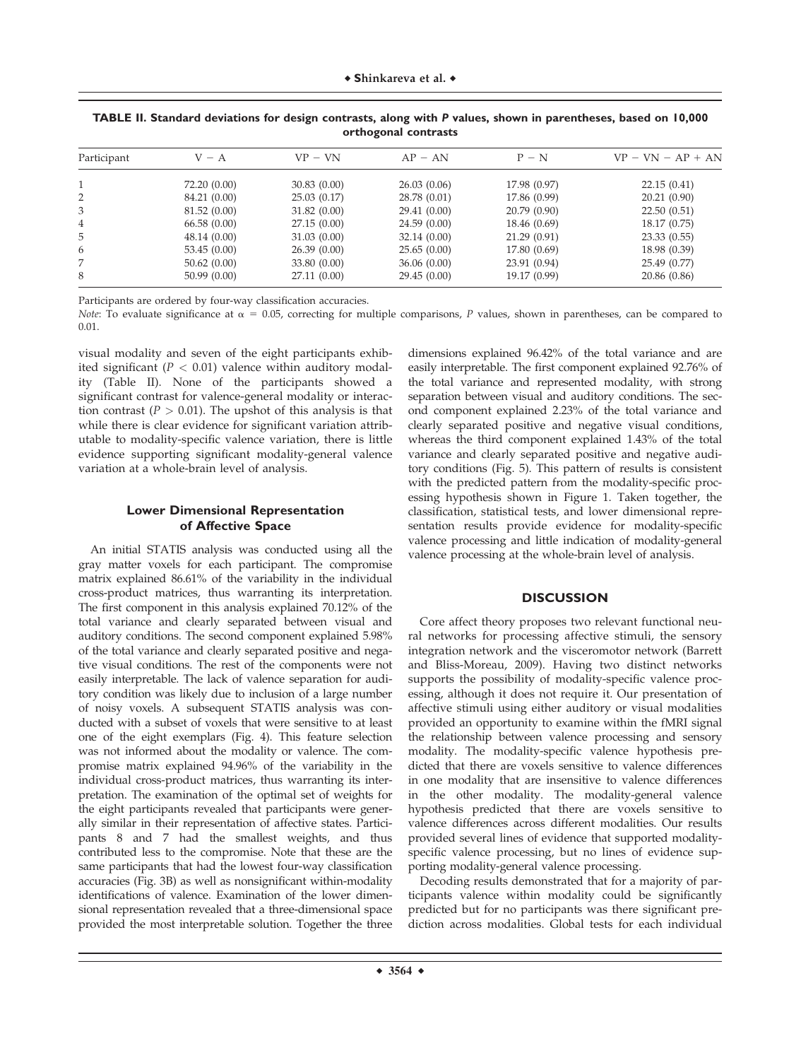**TABLE II. Standard deviations for design contrasts, along with *P* values, shown in parentheses, based on 10,000 orthogonal contrasts**

| Participant | V − A | VP − VN | AP − AN | P − N | VP − VN − AP + AN |
|---|---|---|---|---|---|
| 1 | 72.20 (0.00) | 30.83 (0.00) | 26.03 (0.06) | 17.98 (0.97) | 22.15 (0.41) |
| 2 | 84.21 (0.00) | 25.03 (0.17) | 28.78 (0.01) | 17.86 (0.99) | 20.21 (0.90) |
| 3 | 81.52 (0.00) | 31.82 (0.00) | 29.41 (0.00) | 20.79 (0.90) | 22.50 (0.51) |
| 4 | 66.58 (0.00) | 27.15 (0.00) | 24.59 (0.00) | 18.46 (0.69) | 18.17 (0.75) |
| 5 | 48.14 (0.00) | 31.03 (0.00) | 32.14 (0.00) | 21.29 (0.91) | 23.33 (0.55) |
| 6 | 53.45 (0.00) | 26.39 (0.00) | 25.65 (0.00) | 17.80 (0.69) | 18.98 (0.39) |
| 7 | 50.62 (0.00) | 33.80 (0.00) | 36.06 (0.00) | 23.91 (0.94) | 25.49 (0.77) |
| 8 | 50.99 (0.00) | 27.11 (0.00) | 29.45 (0.00) | 19.17 (0.99) | 20.86 (0.86) |

Participants are ordered by four-way classification accuracies.

*Note*: To evaluate significance at $\alpha = 0.05$, correcting for multiple comparisons, *P* values, shown in parentheses, can be compared to 0.01.

visual modality and seven of the eight participants exhibited significant ($P < 0.01$) valence within auditory modality (Table II). None of the participants showed a significant contrast for valence-general modality or interaction contrast ($P > 0.01$). The upshot of this analysis is that while there is clear evidence for significant variation attributable to modality-specific valence variation, there is little evidence supporting significant modality-general valence variation at a whole-brain level of analysis.

### Lower Dimensional Representation of Affective Space

An initial STATIS analysis was conducted using all the gray matter voxels for each participant. The compromise matrix explained 86.61% of the variability in the individual cross-product matrices, thus warranting its interpretation. The first component in this analysis explained 70.12% of the total variance and clearly separated between visual and auditory conditions. The second component explained 5.98% of the total variance and clearly separated positive and negative visual conditions. The rest of the components were not easily interpretable. The lack of valence separation for auditory condition was likely due to inclusion of a large number of noisy voxels. A subsequent STATIS analysis was conducted with a subset of voxels that were sensitive to at least one of the eight exemplars (Fig. 4). This feature selection was not informed about the modality or valence. The compromise matrix explained 94.96% of the variability in the individual cross-product matrices, thus warranting its interpretation. The examination of the optimal set of weights for the eight participants revealed that participants were generally similar in their representation of affective states. Participants 8 and 7 had the smallest weights, and thus contributed less to the compromise. Note that these are the same participants that had the lowest four-way classification accuracies (Fig. 3B) as well as nonsignificant within-modality identifications of valence. Examination of the lower dimensional representation revealed that a three-dimensional space provided the most interpretable solution. Together the three dimensions explained 96.42% of the total variance and are easily interpretable. The first component explained 92.76% of the total variance and represented modality, with strong separation between visual and auditory conditions. The second component explained 2.23% of the total variance and clearly separated positive and negative visual conditions, whereas the third component explained 1.43% of the total variance and clearly separated positive and negative auditory conditions (Fig. 5). This pattern of results is consistent with the predicted pattern from the modality-specific processing hypothesis shown in Figure 1. Taken together, the classification, statistical tests, and lower dimensional representation results provide evidence for modality-specific valence processing and little indication of modality-general valence processing at the whole-brain level of analysis.

## DISCUSSION

Core affect theory proposes two relevant functional neural networks for processing affective stimuli, the sensory integration network and the visceromotor network (Barrett and Bliss-Moreau, 2009). Having two distinct networks supports the possibility of modality-specific valence processing, although it does not require it. Our presentation of affective stimuli using either auditory or visual modalities provided an opportunity to examine within the fMRI signal the relationship between valence processing and sensory modality. The modality-specific valence hypothesis predicted that there are voxels sensitive to valence differences in one modality that are insensitive to valence differences in the other modality. The modality-general valence hypothesis predicted that there are voxels sensitive to valence differences across different modalities. Our results provided several lines of evidence that supported modality-specific valence processing, but no lines of evidence supporting modality-general valence processing.

Decoding results demonstrated that for a majority of participants valence within modality could be significantly predicted but for no participants was there significant prediction across modalities. Global tests for each individual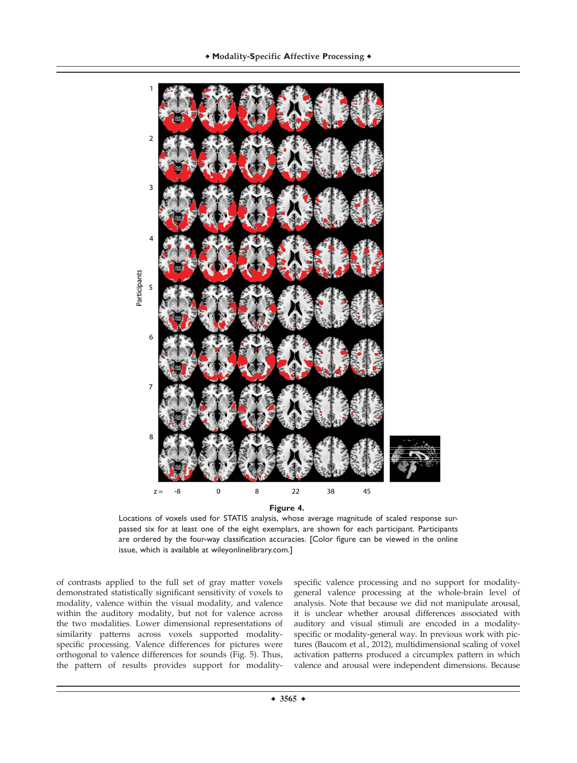**Figure 4.**

Locations of voxels used for STATIS analysis, whose average magnitude of scaled response surpassed six for at least one of the eight exemplars, are shown for each participant. Participants are ordered by the four-way classification accuracies. [Color figure can be viewed in the online issue, which is available at wileyonlinelibrary.com.]

of contrasts applied to the full set of gray matter voxels demonstrated statistically significant sensitivity of voxels to modality, valence within the visual modality, and valence within the auditory modality, but not for valence across the two modalities. Lower dimensional representations of similarity patterns across voxels supported modality-specific processing. Valence differences for pictures were orthogonal to valence differences for sounds (Fig. 5). Thus, the pattern of results provides support for modality-specific valence processing and no support for modality-general valence processing at the whole-brain level of analysis. Note that because we did not manipulate arousal, it is unclear whether arousal differences associated with auditory and visual stimuli are encoded in a modality-specific or modality-general way. In previous work with pictures (Baucom et al., 2012), multidimensional scaling of voxel activation patterns produced a circumplex pattern in which valence and arousal were independent dimensions. Because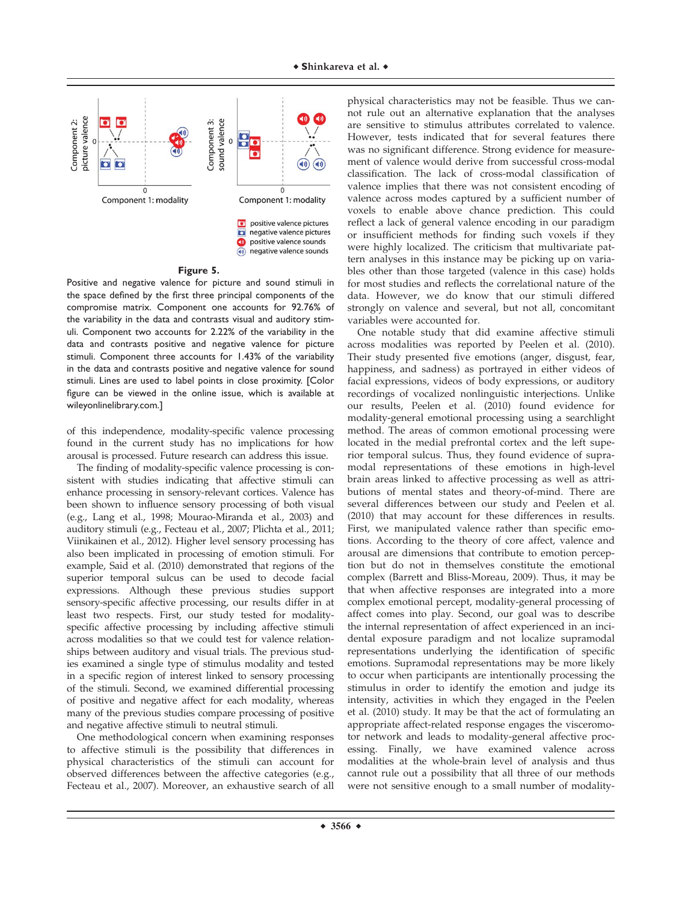**Figure 5.**

Positive and negative valence for picture and sound stimuli in the space defined by the first three principal components of the compromise matrix. Component one accounts for 92.76% of the variability in the data and contrasts visual and auditory stimuli. Component two accounts for 2.22% of the variability in the data and contrasts positive and negative valence for picture stimuli. Component three accounts for 1.43% of the variability in the data and contrasts positive and negative valence for sound stimuli. Lines are used to label points in close proximity. [Color figure can be viewed in the online issue, which is available at wileyonlinelibrary.com.]

of this independence, modality-specific valence processing found in the current study has no implications for how arousal is processed. Future research can address this issue.

The finding of modality-specific valence processing is consistent with studies indicating that affective stimuli can enhance processing in sensory-relevant cortices. Valence has been shown to influence sensory processing of both visual (e.g., Lang et al., 1998; Mourao-Miranda et al., 2003) and auditory stimuli (e.g., Fecteau et al., 2007; Plichta et al., 2011; Viinikainen et al., 2012). Higher level sensory processing has also been implicated in processing of emotion stimuli. For example, Said et al. (2010) demonstrated that regions of the superior temporal sulcus can be used to decode facial expressions. Although these previous studies support sensory-specific affective processing, our results differ in at least two respects. First, our study tested for modality-specific affective processing by including affective stimuli across modalities so that we could test for valence relationships between auditory and visual trials. The previous studies examined a single type of stimulus modality and tested in a specific region of interest linked to sensory processing of the stimuli. Second, we examined differential processing of positive and negative affect for each modality, whereas many of the previous studies compare processing of positive and negative affective stimuli to neutral stimuli.

One methodological concern when examining responses to affective stimuli is the possibility that differences in physical characteristics of the stimuli can account for observed differences between the affective categories (e.g., Fecteau et al., 2007). Moreover, an exhaustive search of all physical characteristics may not be feasible. Thus we cannot rule out an alternative explanation that the analyses are sensitive to stimulus attributes correlated to valence. However, tests indicated that for several features there was no significant difference. Strong evidence for measurement of valence would derive from successful cross-modal classification. The lack of cross-modal classification of valence implies that there was not consistent encoding of valence across modes captured by a sufficient number of voxels to enable above chance prediction. This could reflect a lack of general valence encoding in our paradigm or insufficient methods for finding such voxels if they were highly localized. The criticism that multivariate pattern analyses in this instance may be picking up on variables other than those targeted (valence in this case) holds for most studies and reflects the correlational nature of the data. However, we do know that our stimuli differed strongly on valence and several, but not all, concomitant variables were accounted for.

One notable study that did examine affective stimuli across modalities was reported by Peelen et al. (2010). Their study presented five emotions (anger, disgust, fear, happiness, and sadness) as portrayed in either videos of facial expressions, videos of body expressions, or auditory recordings of vocalized nonlinguistic interjections. Unlike our results, Peelen et al. (2010) found evidence for modality-general emotional processing using a searchlight method. The areas of common emotional processing were located in the medial prefrontal cortex and the left superior temporal sulcus. Thus, they found evidence of supramodal representations of these emotions in high-level brain areas linked to affective processing as well as attributions of mental states and theory-of-mind. There are several differences between our study and Peelen et al. (2010) that may account for these differences in results. First, we manipulated valence rather than specific emotions. According to the theory of core affect, valence and arousal are dimensions that contribute to emotion perception but do not in themselves constitute the emotional complex (Barrett and Bliss-Moreau, 2009). Thus, it may be that when affective responses are integrated into a more complex emotional percept, modality-general processing of affect comes into play. Second, our goal was to describe the internal representation of affect experienced in an incidental exposure paradigm and not localize supramodal representations underlying the identification of specific emotions. Supramodal representations may be more likely to occur when participants are intentionally processing the stimulus in order to identify the emotion and judge its intensity, activities in which they engaged in the Peelen et al. (2010) study. It may be that the act of formulating an appropriate affect-related response engages the visceromotor network and leads to modality-general affective processing. Finally, we have examined valence across modalities at the whole-brain level of analysis and thus cannot rule out a possibility that all three of our methods were not sensitive enough to a small number of modality-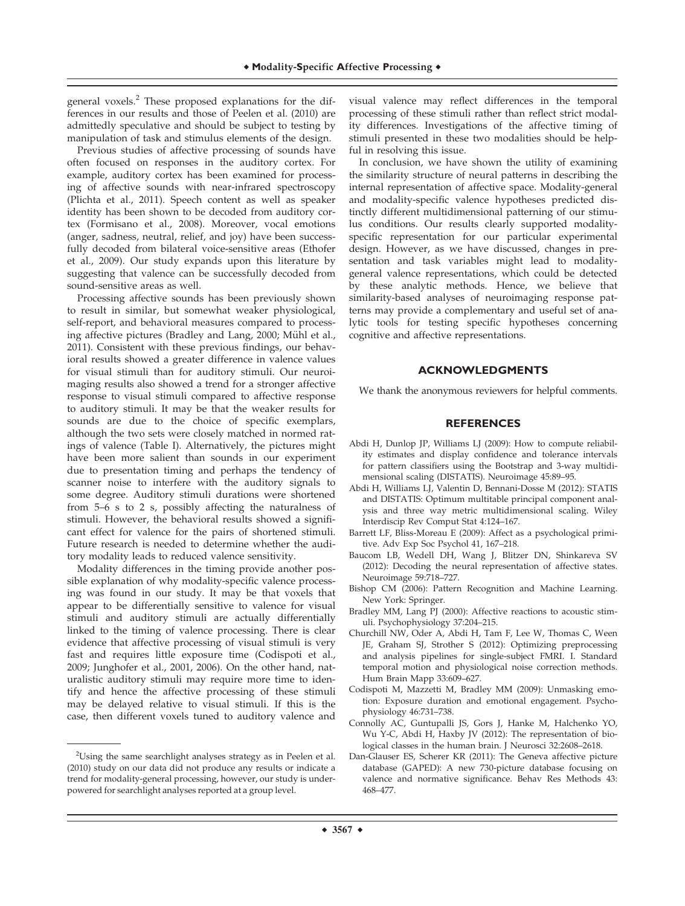general voxels.[2] These proposed explanations for the differences in our results and those of Peelen et al. (2010) are admittedly speculative and should be subject to testing by manipulation of task and stimulus elements of the design.

Previous studies of affective processing of sounds have often focused on responses in the auditory cortex. For example, auditory cortex has been examined for processing of affective sounds with near-infrared spectroscopy (Plichta et al., 2011). Speech content as well as speaker identity has been shown to be decoded from auditory cortex (Formisano et al., 2008). Moreover, vocal emotions (anger, sadness, neutral, relief, and joy) have been successfully decoded from bilateral voice-sensitive areas (Ethofer et al., 2009). Our study expands upon this literature by suggesting that valence can be successfully decoded from sound-sensitive areas as well.

Processing affective sounds has been previously shown to result in similar, but somewhat weaker physiological, self-report, and behavioral measures compared to processing affective pictures (Bradley and Lang, 2000; Mühl et al., 2011). Consistent with these previous findings, our behavioral results showed a greater difference in valence values for visual stimuli than for auditory stimuli. Our neuroimaging results also showed a trend for a stronger affective response to visual stimuli compared to affective response to auditory stimuli. It may be that the weaker results for sounds are due to the choice of specific exemplars, although the two sets were closely matched in normed ratings of valence (Table I). Alternatively, the pictures might have been more salient than sounds in our experiment due to presentation timing and perhaps the tendency of scanner noise to interfere with the auditory signals to some degree. Auditory stimuli durations were shortened from 5–6 s to 2 s, possibly affecting the naturalness of stimuli. However, the behavioral results showed a significant effect for valence for the pairs of shortened stimuli. Future research is needed to determine whether the auditory modality leads to reduced valence sensitivity.

Modality differences in the timing provide another possible explanation of why modality-specific valence processing was found in our study. It may be that voxels that appear to be differentially sensitive to valence for visual stimuli and auditory stimuli are actually differentially linked to the timing of valence processing. There is clear evidence that affective processing of visual stimuli is very fast and requires little exposure time (Codispoti et al., 2009; Junghofer et al., 2001, 2006). On the other hand, naturalistic auditory stimuli may require more time to identify and hence the affective processing of these stimuli may be delayed relative to visual stimuli. If this is the case, then different voxels tuned to auditory valence and visual valence may reflect differences in the temporal processing of these stimuli rather than reflect strict modality differences. Investigations of the affective timing of stimuli presented in these two modalities should be helpful in resolving this issue.

In conclusion, we have shown the utility of examining the similarity structure of neural patterns in describing the internal representation of affective space. Modality-general and modality-specific valence hypotheses predicted distinctly different multidimensional patterning of our stimulus conditions. Our results clearly supported modality-specific representation for our particular experimental design. However, as we have discussed, changes in presentation and task variables might lead to modality-general valence representations, which could be detected by these analytic methods. Hence, we believe that similarity-based analyses of neuroimaging response patterns may provide a complementary and useful set of analytic tools for testing specific hypotheses concerning cognitive and affective representations.

[2]Using the same searchlight analyses strategy as in Peelen et al. (2010) study on our data did not produce any results or indicate a trend for modality-general processing, however, our study is underpowered for searchlight analyses reported at a group level.

## ACKNOWLEDGMENTS

We thank the anonymous reviewers for helpful comments.

## REFERENCES

Abdi H, Dunlop JP, Williams LJ (2009): How to compute reliability estimates and display confidence and tolerance intervals for pattern classifiers using the Bootstrap and 3-way multidimensional scaling (DISTATIS). Neuroimage 45:89–95.

Abdi H, Williams LJ, Valentin D, Bennani-Dosse M (2012): STATIS and DISTATIS: Optimum multitable principal component analysis and three way metric multidimensional scaling. Wiley Interdiscip Rev Comput Stat 4:124–167.

Barrett LF, Bliss-Moreau E (2009): Affect as a psychological primitive. Adv Exp Soc Psychol 41, 167–218.

Baucom LB, Wedell DH, Wang J, Blitzer DN, Shinkareva SV (2012): Decoding the neural representation of affective states. Neuroimage 59:718–727.

Bishop CM (2006): Pattern Recognition and Machine Learning. New York: Springer.

Bradley MM, Lang PJ (2000): Affective reactions to acoustic stimuli. Psychophysiology 37:204–215.

Churchill NW, Oder A, Abdi H, Tam F, Lee W, Thomas C, Ween JE, Graham SJ, Strother S (2012): Optimizing preprocessing and analysis pipelines for single-subject FMRI. I. Standard temporal motion and physiological noise correction methods. Hum Brain Mapp 33:609–627.

Codispoti M, Mazzetti M, Bradley MM (2009): Unmasking emotion: Exposure duration and emotional engagement. Psychophysiology 46:731–738.

Connolly AC, Guntupalli JS, Gors J, Hanke M, Halchenko YO, Wu Y-C, Abdi H, Haxby JV (2012): The representation of biological classes in the human brain. J Neurosci 32:2608–2618.

Dan-Glauser ES, Scherer KR (2011): The Geneva affective picture database (GAPED): A new 730-picture database focusing on valence and normative significance. Behav Res Methods 43: 468–477.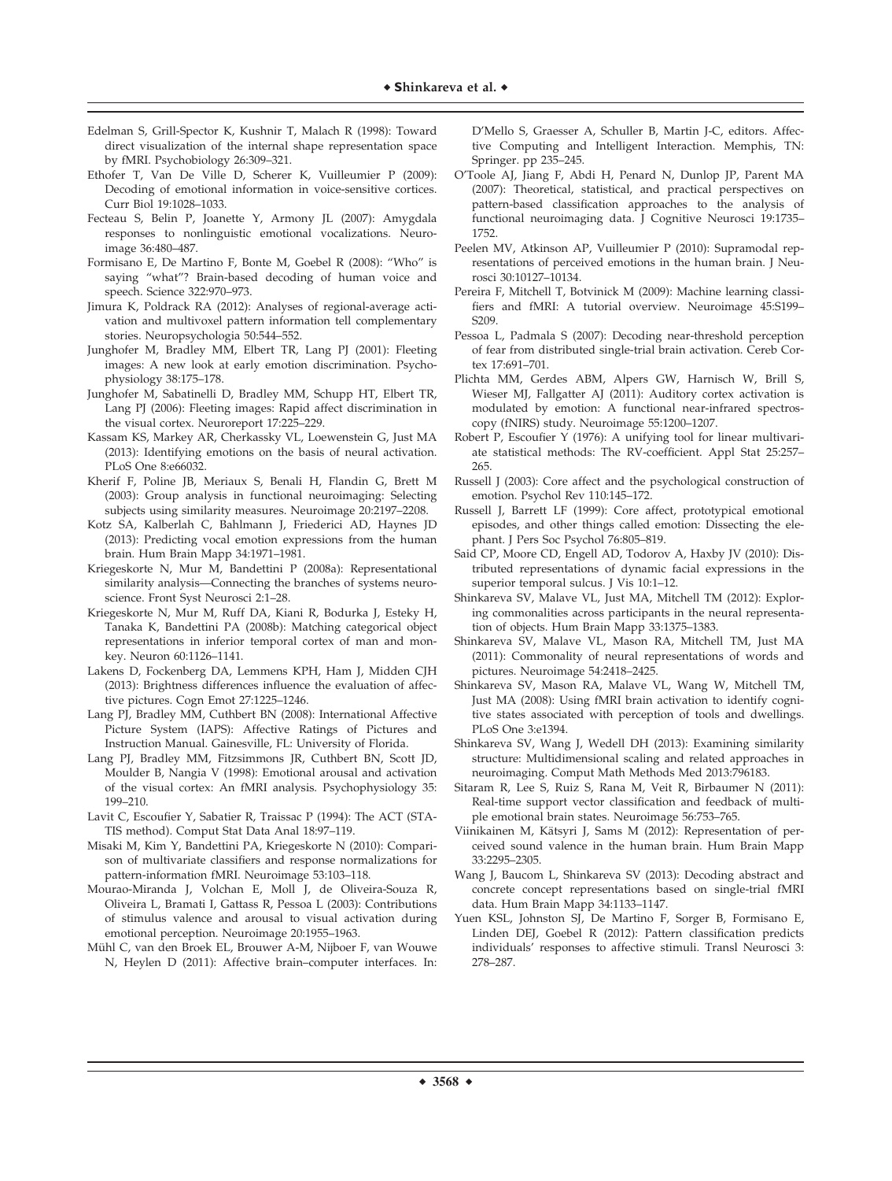Edelman S, Grill-Spector K, Kushnir T, Malach R (1998): Toward direct visualization of the internal shape representation space by fMRI. Psychobiology 26:309–321.

Ethofer T, Van De Ville D, Scherer K, Vuilleumier P (2009): Decoding of emotional information in voice-sensitive cortices. Curr Biol 19:1028–1033.

Fecteau S, Belin P, Joanette Y, Armony JL (2007): Amygdala responses to nonlinguistic emotional vocalizations. Neuroimage 36:480–487.

Formisano E, De Martino F, Bonte M, Goebel R (2008): "Who" is saying "what"? Brain-based decoding of human voice and speech. Science 322:970–973.

Jimura K, Poldrack RA (2012): Analyses of regional-average activation and multivoxel pattern information tell complementary stories. Neuropsychologia 50:544–552.

Junghofer M, Bradley MM, Elbert TR, Lang PJ (2001): Fleeting images: A new look at early emotion discrimination. Psychophysiology 38:175–178.

Junghofer M, Sabatinelli D, Bradley MM, Schupp HT, Elbert TR, Lang PJ (2006): Fleeting images: Rapid affect discrimination in the visual cortex. Neuroreport 17:225–229.

Kassam KS, Markey AR, Cherkassky VL, Loewenstein G, Just MA (2013): Identifying emotions on the basis of neural activation. PLoS One 8:e66032.

Kherif F, Poline JB, Meriaux S, Benali H, Flandin G, Brett M (2003): Group analysis in functional neuroimaging: Selecting subjects using similarity measures. Neuroimage 20:2197–2208.

Kotz SA, Kalberlah C, Bahlmann J, Friederici AD, Haynes JD (2013): Predicting vocal emotion expressions from the human brain. Hum Brain Mapp 34:1971–1981.

Kriegeskorte N, Mur M, Bandettini P (2008a): Representational similarity analysis—Connecting the branches of systems neuroscience. Front Syst Neurosci 2:1–28.

Kriegeskorte N, Mur M, Ruff DA, Kiani R, Bodurka J, Esteky H, Tanaka K, Bandettini PA (2008b): Matching categorical object representations in inferior temporal cortex of man and monkey. Neuron 60:1126–1141.

Lakens D, Fockenberg DA, Lemmens KPH, Ham J, Midden CJH (2013): Brightness differences influence the evaluation of affective pictures. Cogn Emot 27:1225–1246.

Lang PJ, Bradley MM, Cuthbert BN (2008): International Affective Picture System (IAPS): Affective Ratings of Pictures and Instruction Manual. Gainesville, FL: University of Florida.

Lang PJ, Bradley MM, Fitzsimmons JR, Cuthbert BN, Scott JD, Moulder B, Nangia V (1998): Emotional arousal and activation of the visual cortex: An fMRI analysis. Psychophysiology 35: 199–210.

Lavit C, Escoufier Y, Sabatier R, Traissac P (1994): The ACT (STATIS method). Comput Stat Data Anal 18:97–119.

Misaki M, Kim Y, Bandettini PA, Kriegeskorte N (2010): Comparison of multivariate classifiers and response normalizations for pattern-information fMRI. Neuroimage 53:103–118.

Mourao-Miranda J, Volchan E, Moll J, de Oliveira-Souza R, Oliveira L, Bramati I, Gattass R, Pessoa L (2003): Contributions of stimulus valence and arousal to visual activation during emotional perception. Neuroimage 20:1955–1963.

Mühl C, van den Broek EL, Brouwer A-M, Nijboer F, van Wouwe N, Heylen D (2011): Affective brain–computer interfaces. In: D'Mello S, Graesser A, Schuller B, Martin J-C, editors. Affective Computing and Intelligent Interaction. Memphis, TN: Springer. pp 235–245.

O'Toole AJ, Jiang F, Abdi H, Penard N, Dunlop JP, Parent MA (2007): Theoretical, statistical, and practical perspectives on pattern-based classification approaches to the analysis of functional neuroimaging data. J Cognitive Neurosci 19:1735–1752.

Peelen MV, Atkinson AP, Vuilleumier P (2010): Supramodal representations of perceived emotions in the human brain. J Neurosci 30:10127–10134.

Pereira F, Mitchell T, Botvinick M (2009): Machine learning classifiers and fMRI: A tutorial overview. Neuroimage 45:S199–S209.

Pessoa L, Padmala S (2007): Decoding near-threshold perception of fear from distributed single-trial brain activation. Cereb Cortex 17:691–701.

Plichta MM, Gerdes ABM, Alpers GW, Harnisch W, Brill S, Wieser MJ, Fallgatter AJ (2011): Auditory cortex activation is modulated by emotion: A functional near-infrared spectroscopy (fNIRS) study. Neuroimage 55:1200–1207.

Robert P, Escoufier Y (1976): A unifying tool for linear multivariate statistical methods: The RV-coefficient. Appl Stat 25:257–265.

Russell J (2003): Core affect and the psychological construction of emotion. Psychol Rev 110:145–172.

Russell J, Barrett LF (1999): Core affect, prototypical emotional episodes, and other things called emotion: Dissecting the elephant. J Pers Soc Psychol 76:805–819.

Said CP, Moore CD, Engell AD, Todorov A, Haxby JV (2010): Distributed representations of dynamic facial expressions in the superior temporal sulcus. J Vis 10:1–12.

Shinkareva SV, Malave VL, Just MA, Mitchell TM (2012): Exploring commonalities across participants in the neural representation of objects. Hum Brain Mapp 33:1375–1383.

Shinkareva SV, Malave VL, Mason RA, Mitchell TM, Just MA (2011): Commonality of neural representations of words and pictures. Neuroimage 54:2418–2425.

Shinkareva SV, Mason RA, Malave VL, Wang W, Mitchell TM, Just MA (2008): Using fMRI brain activation to identify cognitive states associated with perception of tools and dwellings. PLoS One 3:e1394.

Shinkareva SV, Wang J, Wedell DH (2013): Examining similarity structure: Multidimensional scaling and related approaches in neuroimaging. Comput Math Methods Med 2013:796183.

Sitaram R, Lee S, Ruiz S, Rana M, Veit R, Birbaumer N (2011): Real-time support vector classification and feedback of multiple emotional brain states. Neuroimage 56:753–765.

Viinikainen M, Kätsyri J, Sams M (2012): Representation of perceived sound valence in the human brain. Hum Brain Mapp 33:2295–2305.

Wang J, Baucom L, Shinkareva SV (2013): Decoding abstract and concrete concept representations based on single-trial fMRI data. Hum Brain Mapp 34:1133–1147.

Yuen KSL, Johnston SJ, De Martino F, Sorger B, Formisano E, Linden DEJ, Goebel R (2012): Pattern classification predicts individuals' responses to affective stimuli. Transl Neurosci 3: 278–287.